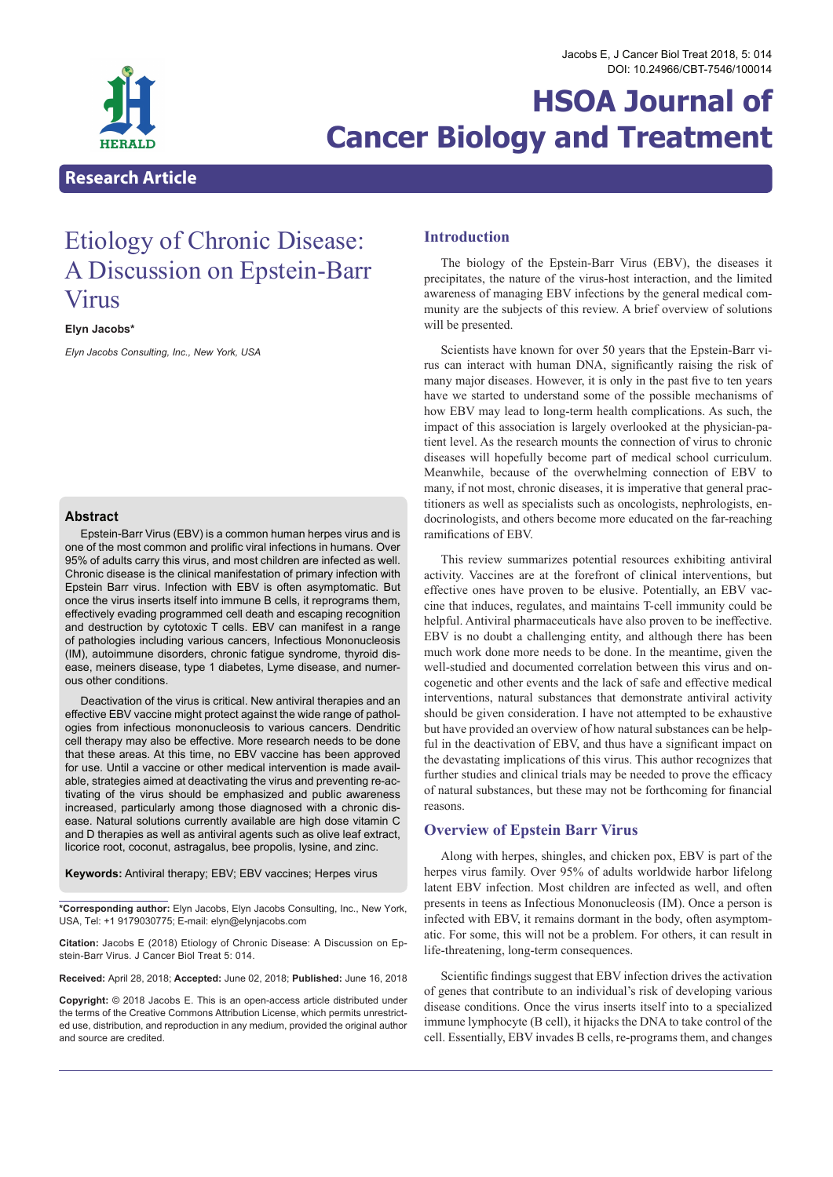# Etiology of Chronic Disease: A Discussion on Epstein-Barr Virus

**Elyn Jacobs***

*Elyn Jacobs Consulting, Inc., New York, USA*

## Abstract

Epstein-Barr Virus (EBV) is a common human herpes virus and is one of the most common and prolific viral infections in humans. Over 95% of adults carry this virus, and most children are infected as well. Chronic disease is the clinical manifestation of primary infection with Epstein Barr virus. Infection with EBV is often asymptomatic. But once the virus inserts itself into immune B cells, it reprograms them, effectively evading programmed cell death and escaping recognition and destruction by cytotoxic T cells. EBV can manifest in a range of pathologies including various cancers, Infectious Mononucleosis (IM), autoimmune disorders, chronic fatigue syndrome, thyroid disease, meiners disease, type 1 diabetes, Lyme disease, and numerous other conditions.

Deactivation of the virus is critical. New antiviral therapies and an effective EBV vaccine might protect against the wide range of pathologies from infectious mononucleosis to various cancers. Dendritic cell therapy may also be effective. More research needs to be done that these areas. At this time, no EBV vaccine has been approved for use. Until a vaccine or other medical intervention is made available, strategies aimed at deactivating the virus and preventing re-activating of the virus should be emphasized and public awareness increased, particularly among those diagnosed with a chronic disease. Natural solutions currently available are high dose vitamin C and D therapies as well as antiviral agents such as olive leaf extract, licorice root, coconut, astragalus, bee propolis, lysine, and zinc.

**Keywords:** Antiviral therapy; EBV; EBV vaccines; Herpes virus

**\*Corresponding author:** Elyn Jacobs, Elyn Jacobs Consulting, Inc., New York, USA, Tel: +1 9179030775; E-mail: elyn@elynjacobs.com

**Citation:** Jacobs E (2018) Etiology of Chronic Disease: A Discussion on Epstein-Barr Virus. J Cancer Biol Treat 5: 014.

**Received:** April 28, 2018; **Accepted:** June 02, 2018; **Published:** June 16, 2018

**Copyright:** © 2018 Jacobs E. This is an open-access article distributed under the terms of the Creative Commons Attribution License, which permits unrestricted use, distribution, and reproduction in any medium, provided the original author and source are credited.

## Introduction

The biology of the Epstein-Barr Virus (EBV), the diseases it precipitates, the nature of the virus-host interaction, and the limited awareness of managing EBV infections by the general medical community are the subjects of this review. A brief overview of solutions will be presented.

Scientists have known for over 50 years that the Epstein-Barr virus can interact with human DNA, significantly raising the risk of many major diseases. However, it is only in the past five to ten years have we started to understand some of the possible mechanisms of how EBV may lead to long-term health complications. As such, the impact of this association is largely overlooked at the physician-patient level. As the research mounts the connection of virus to chronic diseases will hopefully become part of medical school curriculum. Meanwhile, because of the overwhelming connection of EBV to many, if not most, chronic diseases, it is imperative that general practitioners as well as specialists such as oncologists, nephrologists, endocrinologists, and others become more educated on the far-reaching ramifications of EBV.

This review summarizes potential resources exhibiting antiviral activity. Vaccines are at the forefront of clinical interventions, but effective ones have proven to be elusive. Potentially, an EBV vaccine that induces, regulates, and maintains T-cell immunity could be helpful. Antiviral pharmaceuticals have also proven to be ineffective. EBV is no doubt a challenging entity, and although there has been much work done more needs to be done. In the meantime, given the well-studied and documented correlation between this virus and oncogenetic and other events and the lack of safe and effective medical interventions, natural substances that demonstrate antiviral activity should be given consideration. I have not attempted to be exhaustive but have provided an overview of how natural substances can be helpful in the deactivation of EBV, and thus have a significant impact on the devastating implications of this virus. This author recognizes that further studies and clinical trials may be needed to prove the efficacy of natural substances, but these may not be forthcoming for financial reasons.

## Overview of Epstein Barr Virus

Along with herpes, shingles, and chicken pox, EBV is part of the herpes virus family. Over 95% of adults worldwide harbor lifelong latent EBV infection. Most children are infected as well, and often presents in teens as Infectious Mononucleosis (IM). Once a person is infected with EBV, it remains dormant in the body, often asymptomatic. For some, this will not be a problem. For others, it can result in life-threatening, long-term consequences.

Scientific findings suggest that EBV infection drives the activation of genes that contribute to an individual's risk of developing various disease conditions. Once the virus inserts itself into a specialized immune lymphocyte (B cell), it hijacks the DNA to take control of the cell. Essentially, EBV invades B cells, re-programs them, and changes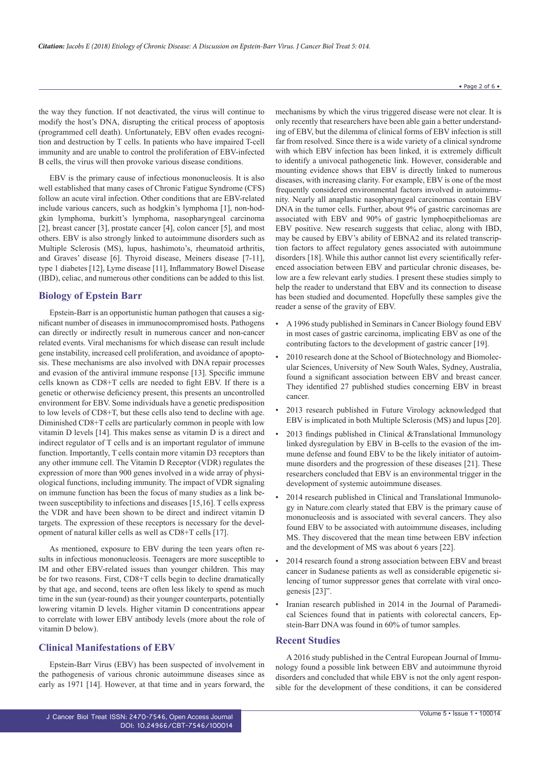the way they function. If not deactivated, the virus will continue to modify the host's DNA, disrupting the critical process of apoptosis (programmed cell death). Unfortunately, EBV often evades recognition and destruction by T cells. In patients who have impaired T-cell immunity and are unable to control the proliferation of EBV-infected B cells, the virus will then provoke various disease conditions.

EBV is the primary cause of infectious mononucleosis. It is also well established that many cases of Chronic Fatigue Syndrome (CFS) follow an acute viral infection. Other conditions that are EBV-related include various cancers, such as hodgkin's lymphoma [1], non-hodgkin lymphoma, burkitt's lymphoma, nasopharyngeal carcinoma [2], breast cancer [3], prostate cancer [4], colon cancer [5], and most others. EBV is also strongly linked to autoimmune disorders such as Multiple Sclerosis (MS), lupus, hashimoto's, rheumatoid arthritis, and Graves' disease [6]. Thyroid disease, Meiners disease [7-11], type 1 diabetes [12], Lyme disease [11], Inflammatory Bowel Disease (IBD), celiac, and numerous other conditions can be added to this list.

## Biology of Epstein Barr

Epstein-Barr is an opportunistic human pathogen that causes a significant number of diseases in immunocompromised hosts. Pathogens can directly or indirectly result in numerous cancer and non-cancer related events. Viral mechanisms for which disease can result include gene instability, increased cell proliferation, and avoidance of apoptosis. These mechanisms are also involved with DNA repair processes and evasion of the antiviral immune response [13]. Specific immune cells known as CD8+T cells are needed to fight EBV. If there is a genetic or otherwise deficiency present, this presents an uncontrolled environment for EBV. Some individuals have a genetic predisposition to low levels of CD8+T, but these cells also tend to decline with age. Diminished CD8+T cells are particularly common in people with low vitamin D levels [14]. This makes sense as vitamin D is a direct and indirect regulator of T cells and is an important regulator of immune function. Importantly, T cells contain more vitamin D3 receptors than any other immune cell. The Vitamin D Receptor (VDR) regulates the expression of more than 900 genes involved in a wide array of physiological functions, including immunity. The impact of VDR signaling on immune function has been the focus of many studies as a link between susceptibility to infections and diseases [15,16]. T cells express the VDR and have been shown to be direct and indirect vitamin D targets. The expression of these receptors is necessary for the development of natural killer cells as well as CD8+T cells [17].

As mentioned, exposure to EBV during the teen years often results in infectious mononucleosis. Teenagers are more susceptible to IM and other EBV-related issues than younger children. This may be for two reasons. First, CD8+T cells begin to decline dramatically by that age, and second, teens are often less likely to spend as much time in the sun (year-round) as their younger counterparts, potentially lowering vitamin D levels. Higher vitamin D concentrations appear to correlate with lower EBV antibody levels (more about the role of vitamin D below).

## Clinical Manifestations of EBV

Epstein-Barr Virus (EBV) has been suspected of involvement in the pathogenesis of various chronic autoimmune diseases since as early as 1971 [14]. However, at that time and in years forward, the mechanisms by which the virus triggered disease were not clear. It is only recently that researchers have been able gain a better understanding of EBV, but the dilemma of clinical forms of EBV infection is still far from resolved. Since there is a wide variety of a clinical syndrome with which EBV infection has been linked, it is extremely difficult to identify a univocal pathogenetic link. However, considerable and mounting evidence shows that EBV is directly linked to numerous diseases, with increasing clarity. For example, EBV is one of the most frequently considered environmental factors involved in autoimmunity. Nearly all anaplastic nasopharyngeal carcinomas contain EBV DNA in the tumor cells. Further, about 9% of gastric carcinomas are associated with EBV and 90% of gastric lymphoepitheliomas are EBV positive. New research suggests that celiac, along with IBD, may be caused by EBV's ability of EBNA2 and its related transcription factors to affect regulatory genes associated with autoimmune disorders [18]. While this author cannot list every scientifically referenced association between EBV and particular chronic diseases, below are a few relevant early studies. I present these studies simply to help the reader to understand that EBV and its connection to disease has been studied and documented. Hopefully these samples give the reader a sense of the gravity of EBV.

- A 1996 study published in Seminars in Cancer Biology found EBV in most cases of gastric carcinoma, implicating EBV as one of the contributing factors to the development of gastric cancer [19].
- 2010 research done at the School of Biotechnology and Biomolecular Sciences, University of New South Wales, Sydney, Australia, found a significant association between EBV and breast cancer. They identified 27 published studies concerning EBV in breast cancer.
- 2013 research published in Future Virology acknowledged that EBV is implicated in both Multiple Sclerosis (MS) and lupus [20].
- 2013 findings published in Clinical &Translational Immunology linked dysregulation by EBV in B-cells to the evasion of the immune defense and found EBV to be the likely initiator of autoimmune disorders and the progression of these diseases [21]. These researchers concluded that EBV is an environmental trigger in the development of systemic autoimmune diseases.
- 2014 research published in Clinical and Translational Immunology in Nature.com clearly stated that EBV is the primary cause of mononucleosis and is associated with several cancers. They also found EBV to be associated with autoimmune diseases, including MS. They discovered that the mean time between EBV infection and the development of MS was about 6 years [22].
- 2014 research found a strong association between EBV and breast cancer in Sudanese patients as well as considerable epigenetic silencing of tumor suppressor genes that correlate with viral oncogenesis [23]".
- Iranian research published in 2014 in the Journal of Paramedical Sciences found that in patients with colorectal cancers, Epstein-Barr DNA was found in 60% of tumor samples.

## Recent Studies

A 2016 study published in the Central European Journal of Immunology found a possible link between EBV and autoimmune thyroid disorders and concluded that while EBV is not the only agent responsible for the development of these conditions, it can be considered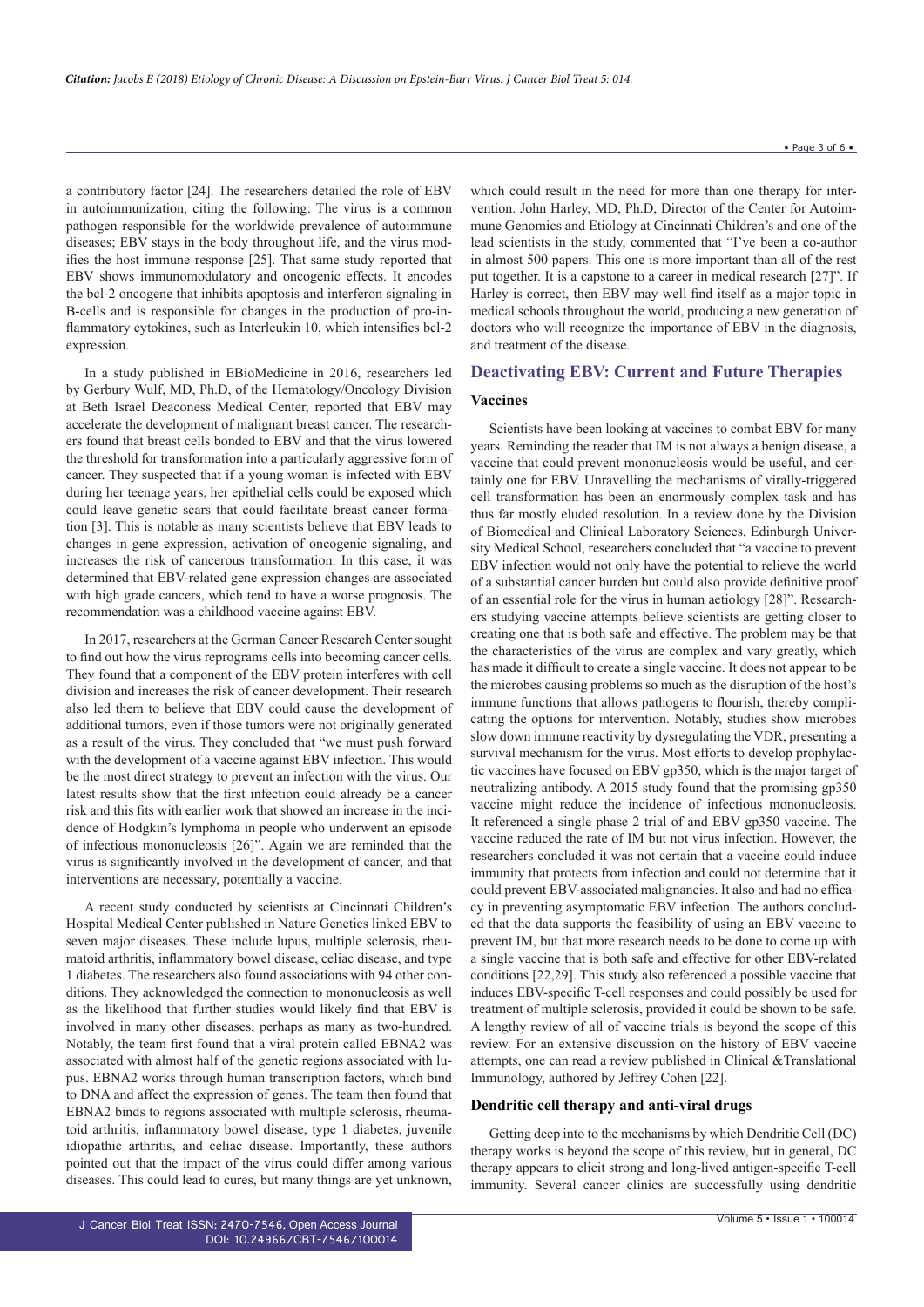a contributory factor [24]. The researchers detailed the role of EBV in autoimmunization, citing the following: The virus is a common pathogen responsible for the worldwide prevalence of autoimmune diseases; EBV stays in the body throughout life, and the virus modifies the host immune response [25]. That same study reported that EBV shows immunomodulatory and oncogenic effects. It encodes the bcl-2 oncogene that inhibits apoptosis and interferon signaling in B-cells and is responsible for changes in the production of pro-inflammatory cytokines, such as Interleukin 10, which intensifies bcl-2 expression.

In a study published in EBioMedicine in 2016, researchers led by Gerbury Wulf, MD, Ph.D, of the Hematology/Oncology Division at Beth Israel Deaconess Medical Center, reported that EBV may accelerate the development of malignant breast cancer. The researchers found that breast cells bonded to EBV and that the virus lowered the threshold for transformation into a particularly aggressive form of cancer. They suspected that if a young woman is infected with EBV during her teenage years, her epithelial cells could be exposed which could leave genetic scars that could facilitate breast cancer formation [3]. This is notable as many scientists believe that EBV leads to changes in gene expression, activation of oncogenic signaling, and increases the risk of cancerous transformation. In this case, it was determined that EBV-related gene expression changes are associated with high grade cancers, which tend to have a worse prognosis. The recommendation was a childhood vaccine against EBV.

In 2017, researchers at the German Cancer Research Center sought to find out how the virus reprograms cells into becoming cancer cells. They found that a component of the EBV protein interferes with cell division and increases the risk of cancer development. Their research also led them to believe that EBV could cause the development of additional tumors, even if those tumors were not originally generated as a result of the virus. They concluded that "we must push forward with the development of a vaccine against EBV infection. This would be the most direct strategy to prevent an infection with the virus. Our latest results show that the first infection could already be a cancer risk and this fits with earlier work that showed an increase in the incidence of Hodgkin's lymphoma in people who underwent an episode of infectious mononucleosis [26]". Again we are reminded that the virus is significantly involved in the development of cancer, and that interventions are necessary, potentially a vaccine.

A recent study conducted by scientists at Cincinnati Children's Hospital Medical Center published in Nature Genetics linked EBV to seven major diseases. These include lupus, multiple sclerosis, rheumatoid arthritis, inflammatory bowel disease, celiac disease, and type 1 diabetes. The researchers also found associations with 94 other conditions. They acknowledged the connection to mononucleosis as well as the likelihood that further studies would likely find that EBV is involved in many other diseases, perhaps as many as two-hundred. Notably, the team first found that a viral protein called EBNA2 was associated with almost half of the genetic regions associated with lupus. EBNA2 works through human transcription factors, which bind to DNA and affect the expression of genes. The team then found that EBNA2 binds to regions associated with multiple sclerosis, rheumatoid arthritis, inflammatory bowel disease, type 1 diabetes, juvenile idiopathic arthritis, and celiac disease. Importantly, these authors pointed out that the impact of the virus could differ among various diseases. This could lead to cures, but many things are yet unknown, which could result in the need for more than one therapy for intervention. John Harley, MD, Ph.D, Director of the Center for Autoimmune Genomics and Etiology at Cincinnati Children's and one of the lead scientists in the study, commented that "I've been a co-author in almost 500 papers. This one is more important than all of the rest put together. It is a capstone to a career in medical research [27]". If Harley is correct, then EBV may well find itself as a major topic in medical schools throughout the world, producing a new generation of doctors who will recognize the importance of EBV in the diagnosis, and treatment of the disease.

## Deactivating EBV: Current and Future Therapies

### Vaccines

Scientists have been looking at vaccines to combat EBV for many years. Reminding the reader that IM is not always a benign disease, a vaccine that could prevent mononucleosis would be useful, and certainly one for EBV. Unravelling the mechanisms of virally-triggered cell transformation has been an enormously complex task and has thus far mostly eluded resolution. In a review done by the Division of Biomedical and Clinical Laboratory Sciences, Edinburgh University Medical School, researchers concluded that "a vaccine to prevent EBV infection would not only have the potential to relieve the world of a substantial cancer burden but could also provide definitive proof of an essential role for the virus in human aetiology [28]". Researchers studying vaccine attempts believe scientists are getting closer to creating one that is both safe and effective. The problem may be that the characteristics of the virus are complex and vary greatly, which has made it difficult to create a single vaccine. It does not appear to be the microbes causing problems so much as the disruption of the host's immune functions that allows pathogens to flourish, thereby complicating the options for intervention. Notably, studies show microbes slow down immune reactivity by dysregulating the VDR, presenting a survival mechanism for the virus. Most efforts to develop prophylactic vaccines have focused on EBV gp350, which is the major target of neutralizing antibody. A 2015 study found that the promising gp350 vaccine might reduce the incidence of infectious mononucleosis. It referenced a single phase 2 trial of and EBV gp350 vaccine. The vaccine reduced the rate of IM but not virus infection. However, the researchers concluded it was not certain that a vaccine could induce immunity that protects from infection and could not determine that it could prevent EBV-associated malignancies. It also and had no efficacy in preventing asymptomatic EBV infection. The authors concluded that the data supports the feasibility of using an EBV vaccine to prevent IM, but that more research needs to be done to come up with a single vaccine that is both safe and effective for other EBV-related conditions [22,29]. This study also referenced a possible vaccine that induces EBV-specific T-cell responses and could possibly be used for treatment of multiple sclerosis, provided it could be shown to be safe. A lengthy review of all of vaccine trials is beyond the scope of this review. For an extensive discussion on the history of EBV vaccine attempts, one can read a review published in Clinical &Translational Immunology, authored by Jeffrey Cohen [22].

### Dendritic cell therapy and anti-viral drugs

Getting deep into to the mechanisms by which Dendritic Cell (DC) therapy works is beyond the scope of this review, but in general, DC therapy appears to elicit strong and long-lived antigen-specific T-cell immunity. Several cancer clinics are successfully using dendritic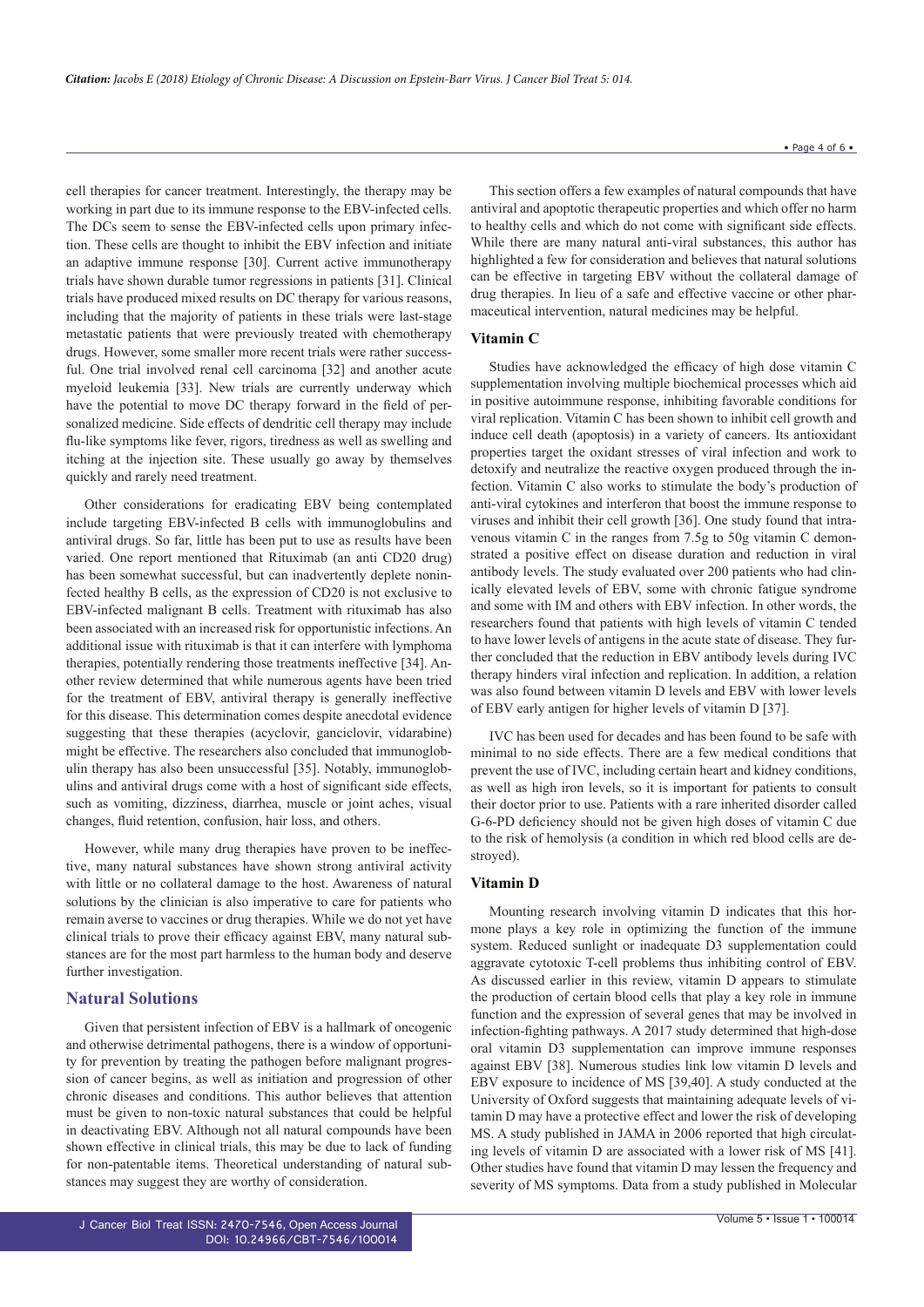cell therapies for cancer treatment. Interestingly, the therapy may be working in part due to its immune response to the EBV-infected cells. The DCs seem to sense the EBV-infected cells upon primary infection. These cells are thought to inhibit the EBV infection and initiate an adaptive immune response [30]. Current active immunotherapy trials have shown durable tumor regressions in patients [31]. Clinical trials have produced mixed results on DC therapy for various reasons, including that the majority of patients in these trials were last-stage metastatic patients that were previously treated with chemotherapy drugs. However, some smaller more recent trials were rather successful. One trial involved renal cell carcinoma [32] and another acute myeloid leukemia [33]. New trials are currently underway which have the potential to move DC therapy forward in the field of personalized medicine. Side effects of dendritic cell therapy may include flu-like symptoms like fever, rigors, tiredness as well as swelling and itching at the injection site. These usually go away by themselves quickly and rarely need treatment.

Other considerations for eradicating EBV being contemplated include targeting EBV-infected B cells with immunoglobulins and antiviral drugs. So far, little has been put to use as results have been varied. One report mentioned that Rituximab (an anti CD20 drug) has been somewhat successful, but can inadvertently deplete noninfected healthy B cells, as the expression of CD20 is not exclusive to EBV-infected malignant B cells. Treatment with rituximab has also been associated with an increased risk for opportunistic infections. An additional issue with rituximab is that it can interfere with lymphoma therapies, potentially rendering those treatments ineffective [34]. Another review determined that while numerous agents have been tried for the treatment of EBV, antiviral therapy is generally ineffective for this disease. This determination comes despite anecdotal evidence suggesting that these therapies (acyclovir, ganciclovir, vidarabine) might be effective. The researchers also concluded that immunoglobulin therapy has also been unsuccessful [35]. Notably, immunoglobulins and antiviral drugs come with a host of significant side effects, such as vomiting, dizziness, diarrhea, muscle or joint aches, visual changes, fluid retention, confusion, hair loss, and others.

However, while many drug therapies have proven to be ineffective, many natural substances have shown strong antiviral activity with little or no collateral damage to the host. Awareness of natural solutions by the clinician is also imperative to care for patients who remain averse to vaccines or drug therapies. While we do not yet have clinical trials to prove their efficacy against EBV, many natural substances are for the most part harmless to the human body and deserve further investigation.

## Natural Solutions

Given that persistent infection of EBV is a hallmark of oncogenic and otherwise detrimental pathogens, there is a window of opportunity for prevention by treating the pathogen before malignant progression of cancer begins, as well as initiation and progression of other chronic diseases and conditions. This author believes that attention must be given to non-toxic natural substances that could be helpful in deactivating EBV. Although not all natural compounds have been shown effective in clinical trials, this may be due to lack of funding for non-patentable items. Theoretical understanding of natural substances may suggest they are worthy of consideration.

This section offers a few examples of natural compounds that have antiviral and apoptotic therapeutic properties and which offer no harm to healthy cells and which do not come with significant side effects. While there are many natural anti-viral substances, this author has highlighted a few for consideration and believes that natural solutions can be effective in targeting EBV without the collateral damage of drug therapies. In lieu of a safe and effective vaccine or other pharmaceutical intervention, natural medicines may be helpful.

### Vitamin C

Studies have acknowledged the efficacy of high dose vitamin C supplementation involving multiple biochemical processes which aid in positive autoimmune response, inhibiting favorable conditions for viral replication. Vitamin C has been shown to inhibit cell growth and induce cell death (apoptosis) in a variety of cancers. Its antioxidant properties target the oxidant stresses of viral infection and work to detoxify and neutralize the reactive oxygen produced through the infection. Vitamin C also works to stimulate the body's production of anti-viral cytokines and interferon that boost the immune response to viruses and inhibit their cell growth [36]. One study found that intravenous vitamin C in the ranges from 7.5g to 50g vitamin C demonstrated a positive effect on disease duration and reduction in viral antibody levels. The study evaluated over 200 patients who had clinically elevated levels of EBV, some with chronic fatigue syndrome and some with IM and others with EBV infection. In other words, the researchers found that patients with high levels of vitamin C tended to have lower levels of antigens in the acute state of disease. They further concluded that the reduction in EBV antibody levels during IVC therapy hinders viral infection and replication. In addition, a relation was also found between vitamin D levels and EBV with lower levels of EBV early antigen for higher levels of vitamin D [37].

IVC has been used for decades and has been found to be safe with minimal to no side effects. There are a few medical conditions that prevent the use of IVC, including certain heart and kidney conditions, as well as high iron levels, so it is important for patients to consult their doctor prior to use. Patients with a rare inherited disorder called G-6-PD deficiency should not be given high doses of vitamin C due to the risk of hemolysis (a condition in which red blood cells are destroyed).

### Vitamin D

Mounting research involving vitamin D indicates that this hormone plays a key role in optimizing the function of the immune system. Reduced sunlight or inadequate D3 supplementation could aggravate cytotoxic T-cell problems thus inhibiting control of EBV. As discussed earlier in this review, vitamin D appears to stimulate the production of certain blood cells that play a key role in immune function and the expression of several genes that may be involved in infection-fighting pathways. A 2017 study determined that high-dose oral vitamin D3 supplementation can improve immune responses against EBV [38]. Numerous studies link low vitamin D levels and EBV exposure to incidence of MS [39,40]. A study conducted at the University of Oxford suggests that maintaining adequate levels of vitamin D may have a protective effect and lower the risk of developing MS. A study published in JAMA in 2006 reported that high circulating levels of vitamin D are associated with a lower risk of MS [41]. Other studies have found that vitamin D may lessen the frequency and severity of MS symptoms. Data from a study published in Molecular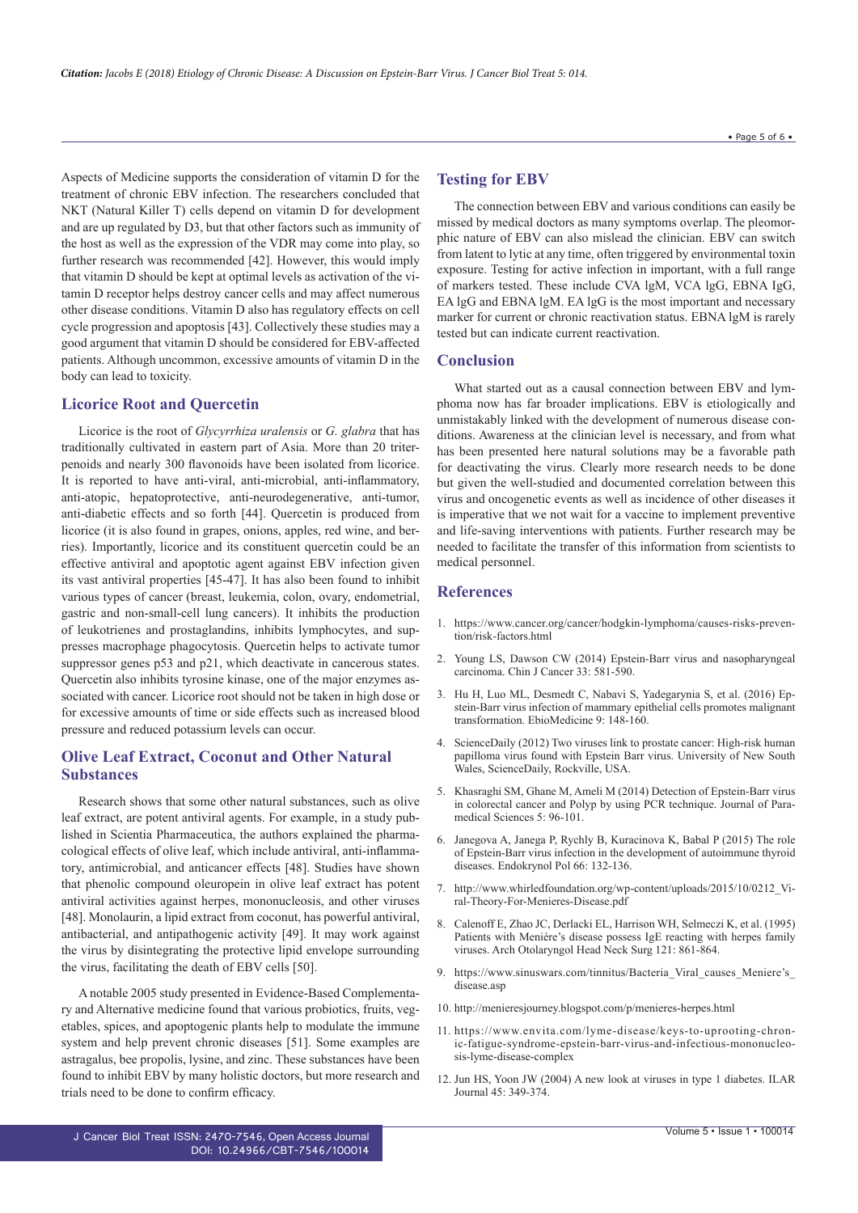Aspects of Medicine supports the consideration of vitamin D for the treatment of chronic EBV infection. The researchers concluded that NKT (Natural Killer T) cells depend on vitamin D for development and are up regulated by D3, but that other factors such as immunity of the host as well as the expression of the VDR may come into play, so further research was recommended [42]. However, this would imply that vitamin D should be kept at optimal levels as activation of the vitamin D receptor helps destroy cancer cells and may affect numerous other disease conditions. Vitamin D also has regulatory effects on cell cycle progression and apoptosis [43]. Collectively these studies may a good argument that vitamin D should be considered for EBV-affected patients. Although uncommon, excessive amounts of vitamin D in the body can lead to toxicity.

## Licorice Root and Quercetin

Licorice is the root of *Glycyrrhiza uralensis* or *G. glabra* that has traditionally cultivated in eastern part of Asia. More than 20 triterpenoids and nearly 300 flavonoids have been isolated from licorice. It is reported to have anti-viral, anti-microbial, anti-inflammatory, anti-atopic, hepatoprotective, anti-neurodegenerative, anti-tumor, anti-diabetic effects and so forth [44]. Quercetin is produced from licorice (it is also found in grapes, onions, apples, red wine, and berries). Importantly, licorice and its constituent quercetin could be an effective antiviral and apoptotic agent against EBV infection given its vast antiviral properties [45-47]. It has also been found to inhibit various types of cancer (breast, leukemia, colon, ovary, endometrial, gastric and non-small-cell lung cancers). It inhibits the production of leukotrienes and prostaglandins, inhibits lymphocytes, and suppresses macrophage phagocytosis. Quercetin helps to activate tumor suppressor genes p53 and p21, which deactivate in cancerous states. Quercetin also inhibits tyrosine kinase, one of the major enzymes associated with cancer. Licorice root should not be taken in high dose or for excessive amounts of time or side effects such as increased blood pressure and reduced potassium levels can occur.

## Olive Leaf Extract, Coconut and Other Natural Substances

Research shows that some other natural substances, such as olive leaf extract, are potent antiviral agents. For example, in a study published in Scientia Pharmaceutica, the authors explained the pharmacological effects of olive leaf, which include antiviral, anti-inflammatory, antimicrobial, and anticancer effects [48]. Studies have shown that phenolic compound oleuropein in olive leaf extract has potent antiviral activities against herpes, mononucleosis, and other viruses [48]. Monolaurin, a lipid extract from coconut, has powerful antiviral, antibacterial, and antipathogenic activity [49]. It may work against the virus by disintegrating the protective lipid envelope surrounding the virus, facilitating the death of EBV cells [50].

A notable 2005 study presented in Evidence-Based Complementary and Alternative medicine found that various probiotics, fruits, vegetables, spices, and apoptogenic plants help to modulate the immune system and help prevent chronic diseases [51]. Some examples are astragalus, bee propolis, lysine, and zinc. These substances have been found to inhibit EBV by many holistic doctors, but more research and trials need to be done to confirm efficacy.

## Testing for EBV

The connection between EBV and various conditions can easily be missed by medical doctors as many symptoms overlap. The pleomorphic nature of EBV can also mislead the clinician. EBV can switch from latent to lytic at any time, often triggered by environmental toxin exposure. Testing for active infection in important, with a full range of markers tested. These include CVA lgM, VCA lgG, EBNA IgG, EA lgG and EBNA lgM. EA lgG is the most important and necessary marker for current or chronic reactivation status. EBNA lgM is rarely tested but can indicate current reactivation.

## Conclusion

What started out as a causal connection between EBV and lymphoma now has far broader implications. EBV is etiologically and unmistakably linked with the development of numerous disease conditions. Awareness at the clinician level is necessary, and from what has been presented here natural solutions may be a favorable path for deactivating the virus. Clearly more research needs to be done but given the well-studied and documented correlation between this virus and oncogenetic events as well as incidence of other diseases it is imperative that we not wait for a vaccine to implement preventive and life-saving interventions with patients. Further research may be needed to facilitate the transfer of this information from scientists to medical personnel.

## References

1. https://www.cancer.org/cancer/hodgkin-lymphoma/causes-risks-prevention/risk-factors.html
2. Young LS, Dawson CW (2014) Epstein-Barr virus and nasopharyngeal carcinoma. Chin J Cancer 33: 581-590.
3. Hu H, Luo ML, Desmedt C, Nabavi S, Yadegarynia S, et al. (2016) Epstein-Barr virus infection of mammary epithelial cells promotes malignant transformation. EbioMedicine 9: 148-160.
4. ScienceDaily (2012) Two viruses link to prostate cancer: High-risk human papilloma virus found with Epstein Barr virus. University of New South Wales, ScienceDaily, Rockville, USA.
5. Khasraghi SM, Ghane M, Ameli M (2014) Detection of Epstein-Barr virus in colorectal cancer and Polyp by using PCR technique. Journal of Paramedical Sciences 5: 96-101.
6. Janegova A, Janega P, Rychly B, Kuracinova K, Babal P (2015) The role of Epstein-Barr virus infection in the development of autoimmune thyroid diseases. Endokrynol Pol 66: 132-136.
7. http://www.whirledfoundation.org/wp-content/uploads/2015/10/0212_Viral-Theory-For-Menieres-Disease.pdf
8. Calenoff E, Zhao JC, Derlacki EL, Harrison WH, Selmeczi K, et al. (1995) Patients with Meniére's disease possess IgE reacting with herpes family viruses. Arch Otolaryngol Head Neck Surg 121: 861-864.
9. https://www.sinuswars.com/tinnitus/Bacteria_Viral_causes_Meniere's_disease.asp
10. http://menieresjourney.blogspot.com/p/menieres-herpes.html
11. https://www.envita.com/lyme-disease/keys-to-uprooting-chronic-fatigue-syndrome-epstein-barr-virus-and-infectious-mononucleosis-lyme-disease-complex
12. Jun HS, Yoon JW (2004) A new look at viruses in type 1 diabetes. ILAR Journal 45: 349-374.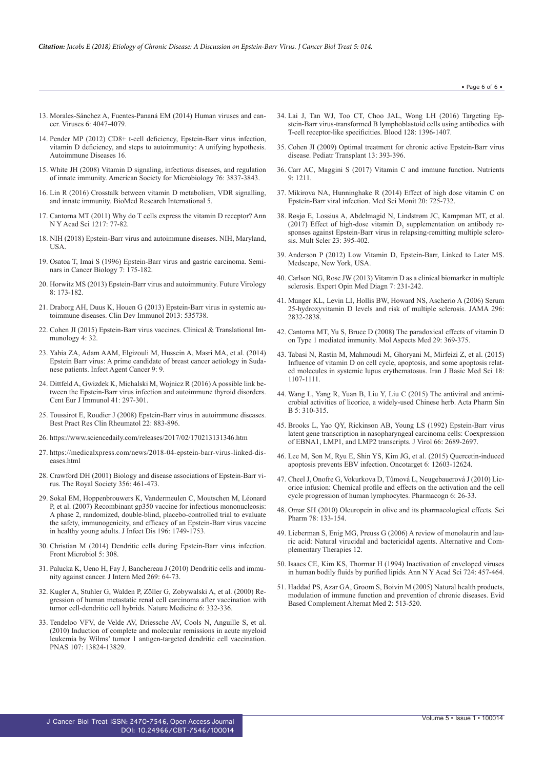13. Morales-Sánchez A, Fuentes-Pananá EM (2014) Human viruses and cancer. Viruses 6: 4047-4079.

14. Pender MP (2012) CD8+ t-cell deficiency, Epstein-Barr virus infection, vitamin D deficiency, and steps to autoimmunity: A unifying hypothesis. Autoimmune Diseases 16.

15. White JH (2008) Vitamin D signaling, infectious diseases, and regulation of innate immunity. American Society for Microbiology 76: 3837-3843.

16. Lin R (2016) Crosstalk between vitamin D metabolism, VDR signalling, and innate immunity. BioMed Research International 5.

17. Cantorna MT (2011) Why do T cells express the vitamin D receptor? Ann N Y Acad Sci 1217: 77-82.

18. NIH (2018) Epstein-Barr virus and autoimmune diseases. NIH, Maryland, USA.

19. Osatoa T, Imai S (1996) Epstein-Barr virus and gastric carcinoma. Seminars in Cancer Biology 7: 175-182.

20. Horwitz MS (2013) Epstein-Barr virus and autoimmunity. Future Virology 8: 173-182.

21. Draborg AH, Duus K, Houen G (2013) Epstein-Barr virus in systemic autoimmune diseases. Clin Dev Immunol 2013: 535738.

22. Cohen JI (2015) Epstein-Barr virus vaccines. Clinical & Translational Immunology 4: 32.

23. Yahia ZA, Adam AAM, Elgizouli M, Hussein A, Masri MA, et al. (2014) Epstein Barr virus: A prime candidate of breast cancer aetiology in Sudanese patients. Infect Agent Cancer 9: 9.

24. Dittfeld A, Gwizdek K, Michalski M, Wojnicz R (2016) A possible link between the Epstein-Barr virus infection and autoimmune thyroid disorders. Cent Eur J Immunol 41: 297-301.

25. Toussirot E, Roudier J (2008) Epstein-Barr virus in autoimmune diseases. Best Pract Res Clin Rheumatol 22: 883-896.

26. https://www.sciencedaily.com/releases/2017/02/170213131346.htm

27. https://medicalxpress.com/news/2018-04-epstein-barr-virus-linked-diseases.html

28. Crawford DH (2001) Biology and disease associations of Epstein-Barr virus. The Royal Society 356: 461-473.

29. Sokal EM, Hoppenbrouwers K, Vandermeulen C, Moutschen M, Léonard P, et al. (2007) Recombinant gp350 vaccine for infectious mononucleosis: A phase 2, randomized, double-blind, placebo-controlled trial to evaluate the safety, immunogenicity, and efficacy of an Epstein-Barr virus vaccine in healthy young adults. J Infect Dis 196: 1749-1753.

30. Christian M (2014) Dendritic cells during Epstein-Barr virus infection. Front Microbiol 5: 308.

31. Palucka K, Ueno H, Fay J, Banchereau J (2010) Dendritic cells and immunity against cancer. J Intern Med 269: 64-73.

32. Kugler A, Stuhler G, Walden P, Zöller G, Zobywalski A, et al. (2000) Regression of human metastatic renal cell carcinoma after vaccination with tumor cell-dendritic cell hybrids. Nature Medicine 6: 332-336.

33. Tendeloo VFV, de Velde AV, Driessche AV, Cools N, Anguille S, et al. (2010) Induction of complete and molecular remissions in acute myeloid leukemia by Wilms' tumor 1 antigen-targeted dendritic cell vaccination. PNAS 107: 13824-13829.

34. Lai J, Tan WJ, Too CT, Choo JAL, Wong LH (2016) Targeting Epstein-Barr virus-transformed B lymphoblastoid cells using antibodies with T-cell receptor-like specificities. Blood 128: 1396-1407.

35. Cohen JI (2009) Optimal treatment for chronic active Epstein-Barr virus disease. Pediatr Transplant 13: 393-396.

36. Carr AC, Maggini S (2017) Vitamin C and immune function. Nutrients 9: 1211.

37. Mikirova NA, Hunninghake R (2014) Effect of high dose vitamin C on Epstein-Barr viral infection. Med Sci Monit 20: 725-732.

38. Røsjø E, Lossius A, Abdelmagid N, Lindstrøm JC, Kampman MT, et al. (2017) Effect of high-dose vitamin $D_3$ supplementation on antibody responses against Epstein-Barr virus in relapsing-remitting multiple sclerosis. Mult Scler 23: 395-402.

39. Anderson P (2012) Low Vitamin D, Epstein-Barr, Linked to Later MS. Medscape, New York, USA.

40. Carlson NG, Rose JW (2013) Vitamin D as a clinical biomarker in multiple sclerosis. Expert Opin Med Diagn 7: 231-242.

41. Munger KL, Levin LI, Hollis BW, Howard NS, Ascherio A (2006) Serum 25-hydroxyvitamin D levels and risk of multiple sclerosis. JAMA 296: 2832-2838.

42. Cantorna MT, Yu S, Bruce D (2008) The paradoxical effects of vitamin D on Type 1 mediated immunity. Mol Aspects Med 29: 369-375.

43. Tabasi N, Rastin M, Mahmoudi M, Ghoryani M, Mirfeizi Z, et al. (2015) Influence of vitamin D on cell cycle, apoptosis, and some apoptosis related molecules in systemic lupus erythematosus. Iran J Basic Med Sci 18: 1107-1111.

44. Wang L, Yang R, Yuan B, Liu Y, Liu C (2015) The antiviral and antimicrobial activities of licorice, a widely-used Chinese herb. Acta Pharm Sin B 5: 310-315.

45. Brooks L, Yao QY, Rickinson AB, Young LS (1992) Epstein-Barr virus latent gene transcription in nasopharyngeal carcinoma cells: Coexpression of EBNA1, LMP1, and LMP2 transcripts. J Virol 66: 2689-2697.

46. Lee M, Son M, Ryu E, Shin YS, Kim JG, et al. (2015) Quercetin-induced apoptosis prevents EBV infection. Oncotarget 6: 12603-12624.

47. Cheel J, Onofre G, Vokurkova D, Tůmová L, Neugebauerová J (2010) Licorice infusion: Chemical profile and effects on the activation and the cell cycle progression of human lymphocytes. Pharmacogn 6: 26-33.

48. Omar SH (2010) Oleuropein in olive and its pharmacological effects. Sci Pharm 78: 133-154.

49. Lieberman S, Enig MG, Preuss G (2006) A review of monolaurin and lauric acid: Natural virucidal and bactericidal agents. Alternative and Complementary Therapies 12.

50. Isaacs CE, Kim KS, Thormar H (1994) Inactivation of enveloped viruses in human bodily fluids by purified lipids. Ann N Y Acad Sci 724: 457-464.

51. Haddad PS, Azar GA, Groom S, Boivin M (2005) Natural health products, modulation of immune function and prevention of chronic diseases. Evid Based Complement Alternat Med 2: 513-520.